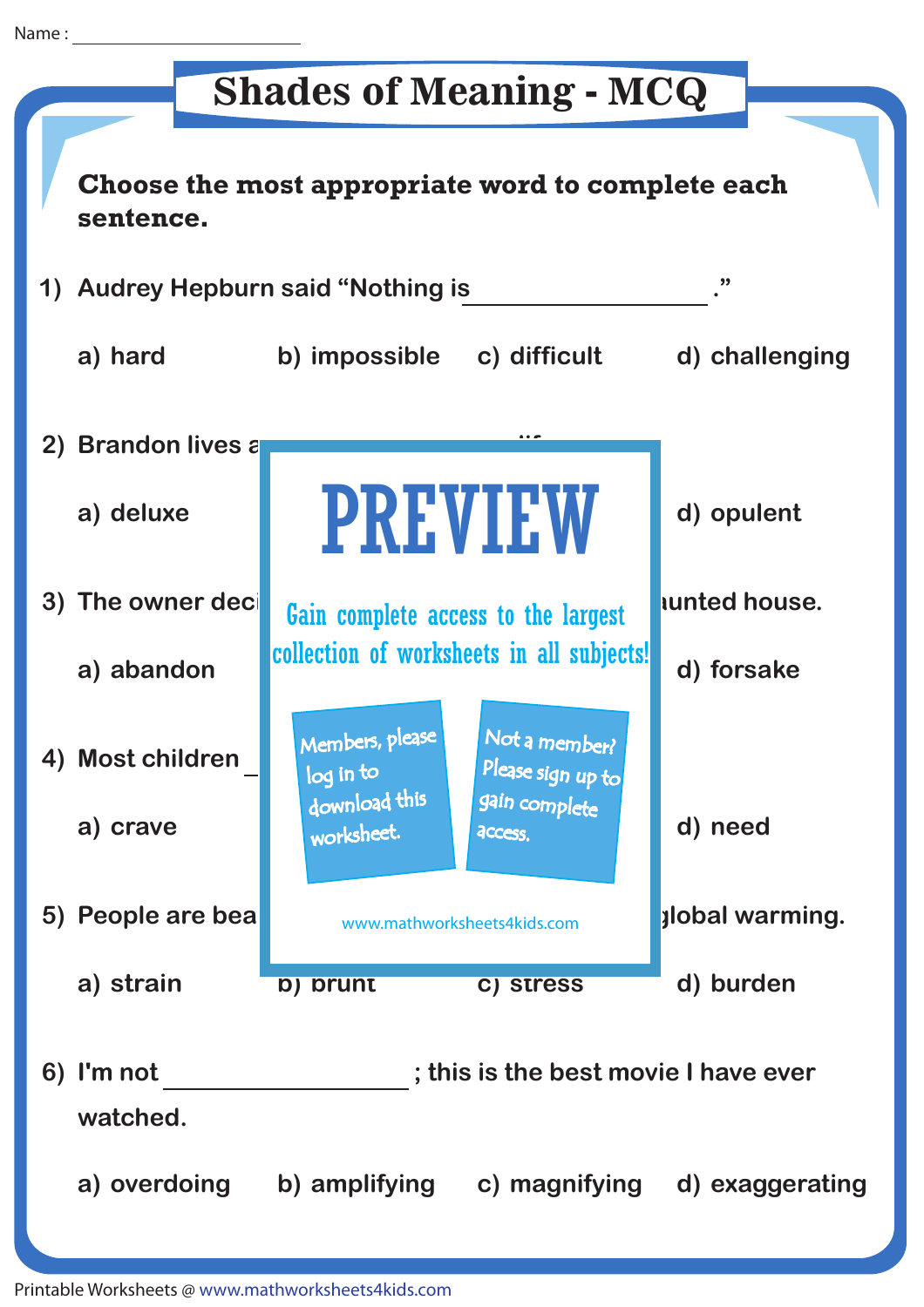Name : ______________________

# Shades of Meaning - MCQ

**Choose the most appropriate word to complete each sentence.**

1) Audrey Hepburn said "Nothing is ________________."

a) hard b) impossible c) difficult d) challenging

2) Brandon lives a

a) deluxe d) opulent

3) The owner deci unted house.

a) abandon d) forsake

4) Most children

a) crave d) need

5) People are bea global warming.

a) strain b) brunt c) stress d) burden

6) I'm not ________________; this is the best movie I have ever watched.

a) overdoing b) amplifying c) magnifying d) exaggerating

PREVIEW

Gain complete access to the largest collection of worksheets in all subjects!

Members, please log in to download this worksheet.

Not a member? Please sign up to gain complete access.

www.mathworksheets4kids.com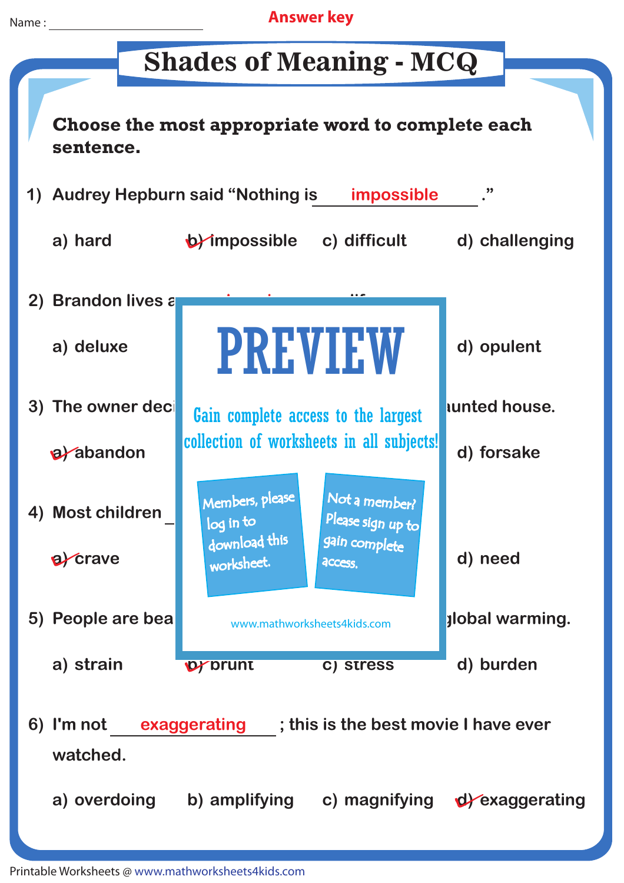Name : ______________________

Answer key

# Shades of Meaning - MCQ

**Choose the most appropriate word to complete each sentence.**

1) Audrey Hepburn said "Nothing is ___impossible___."

a) hard b) impossible c) difficult d) challenging

2) Brandon lives a

a) deluxe d) opulent

3) The owner deci unted house.

a) abandon d) forsake

4) Most children

a) crave d) need

5) People are bea global warming.

a) strain b) brunt c) stress d) burden

6) I'm not ___exaggerating___; this is the best movie I have ever watched.

a) overdoing b) amplifying c) magnifying d) exaggerating

PREVIEW

Gain complete access to the largest collection of worksheets in all subjects!

Members, please log in to download this worksheet.

Not a member? Please sign up to gain complete access.

www.mathworksheets4kids.com